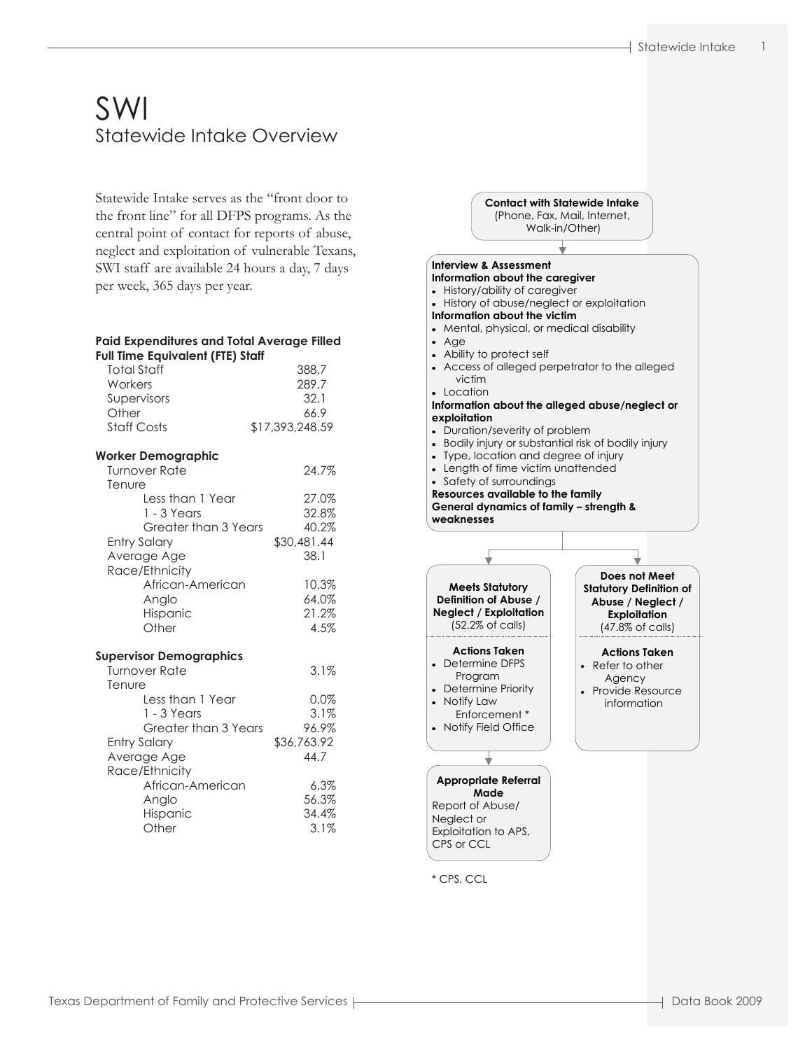# SWI

## Statewide Intake Overview

Statewide Intake serves as the "front door to the front line" for all DFPS programs. As the central point of contact for reports of abuse, neglect and exploitation of vulnerable Texans, SWI staff are available 24 hours a day, 7 days per week, 365 days per year.

### Paid Expenditures and Total Average Filled Full Time Equivalent (FTE) Staff

| | |
|---|---|
| Total Staff | 388.7 |
| Workers | 289.7 |
| Supervisors | 32.1 |
| Other | 66.9 |
| Staff Costs | $17,393,248.59 |

### Worker Demographic

| | |
|---|---|
| Turnover Rate | 24.7% |
| Tenure | |
| Less than 1 Year | 27.0% |
| 1 - 3 Years | 32.8% |
| Greater than 3 Years | 40.2% |
| Entry Salary | $30,481.44 |
| Average Age | 38.1 |
| Race/Ethnicity | |
| African-American | 10.3% |
| Anglo | 64.0% |
| Hispanic | 21.2% |
| Other | 4.5% |

### Supervisor Demographics

| | |
|---|---|
| Turnover Rate | 3.1% |
| Tenure | |
| Less than 1 Year | 0.0% |
| 1 - 3 Years | 3.1% |
| Greater than 3 Years | 96.9% |
| Entry Salary | $36,763.92 |
| Average Age | 44.7 |
| Race/Ethnicity | |
| African-American | 6.3% |
| Anglo | 56.3% |
| Hispanic | 34.4% |
| Other | 3.1% |

**Contact with Statewide Intake**
(Phone, Fax, Mail, Internet, Walk-in/Other)

**Interview & Assessment**

**Information about the caregiver**

- History/ability of caregiver
- History of abuse/neglect or exploitation

**Information about the victim**

- Mental, physical, or medical disability
- Age
- Ability to protect self
- Access of alleged perpetrator to the alleged victim
- Location

**Information about the alleged abuse/neglect or exploitation**

- Duration/severity of problem
- Bodily injury or substantial risk of bodily injury
- Type, location and degree of injury
- Length of time victim unattended
- Safety of surroundings

**Resources available to the family**

**General dynamics of family – strength & weaknesses**

**Meets Statutory Definition of Abuse / Neglect / Exploitation**
(52.2% of calls)

**Actions Taken**

- Determine DFPS Program
- Determine Priority
- Notify Law Enforcement *
- Notify Field Office

**Appropriate Referral Made**
Report of Abuse/ Neglect or Exploitation to APS, CPS or CCL

**Does not Meet Statutory Definition of Abuse / Neglect / Exploitation**
(47.8% of calls)

**Actions Taken**

- Refer to other Agency
- Provide Resource information

\* CPS, CCL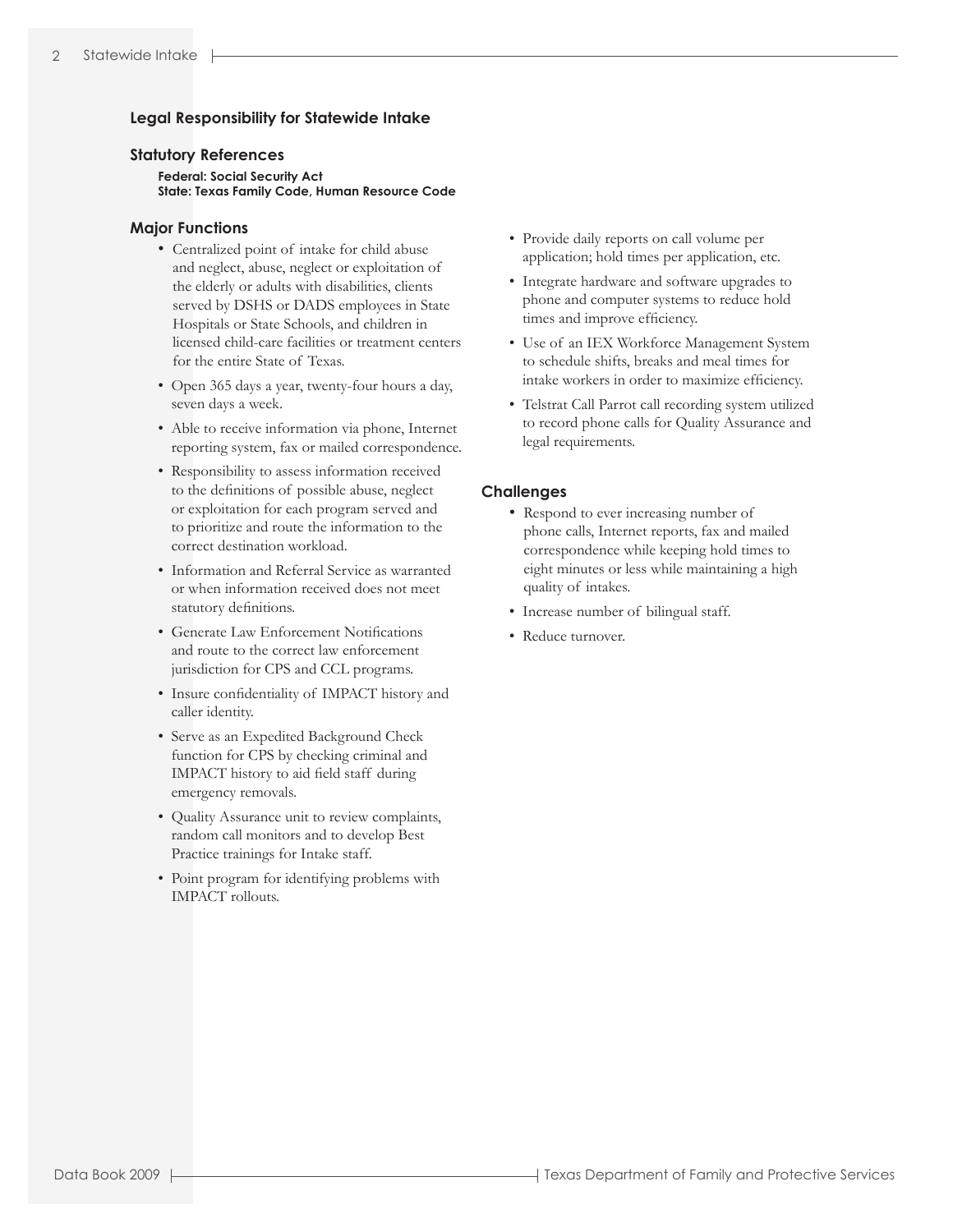## Legal Responsibility for Statewide Intake

### Statutory References

**Federal: Social Security Act**
**State: Texas Family Code, Human Resource Code**

### Major Functions

- Centralized point of intake for child abuse and neglect, abuse, neglect or exploitation of the elderly or adults with disabilities, clients served by DSHS or DADS employees in State Hospitals or State Schools, and children in licensed child-care facilities or treatment centers for the entire State of Texas.
- Open 365 days a year, twenty-four hours a day, seven days a week.
- Able to receive information via phone, Internet reporting system, fax or mailed correspondence.
- Responsibility to assess information received to the definitions of possible abuse, neglect or exploitation for each program served and to prioritize and route the information to the correct destination workload.
- Information and Referral Service as warranted or when information received does not meet statutory definitions.
- Generate Law Enforcement Notifications and route to the correct law enforcement jurisdiction for CPS and CCL programs.
- Insure confidentiality of IMPACT history and caller identity.
- Serve as an Expedited Background Check function for CPS by checking criminal and IMPACT history to aid field staff during emergency removals.
- Quality Assurance unit to review complaints, random call monitors and to develop Best Practice trainings for Intake staff.
- Point program for identifying problems with IMPACT rollouts.
- Provide daily reports on call volume per application; hold times per application, etc.
- Integrate hardware and software upgrades to phone and computer systems to reduce hold times and improve efficiency.
- Use of an IEX Workforce Management System to schedule shifts, breaks and meal times for intake workers in order to maximize efficiency.
- Telstrat Call Parrot call recording system utilized to record phone calls for Quality Assurance and legal requirements.

### Challenges

- Respond to ever increasing number of phone calls, Internet reports, fax and mailed correspondence while keeping hold times to eight minutes or less while maintaining a high quality of intakes.
- Increase number of bilingual staff.
- Reduce turnover.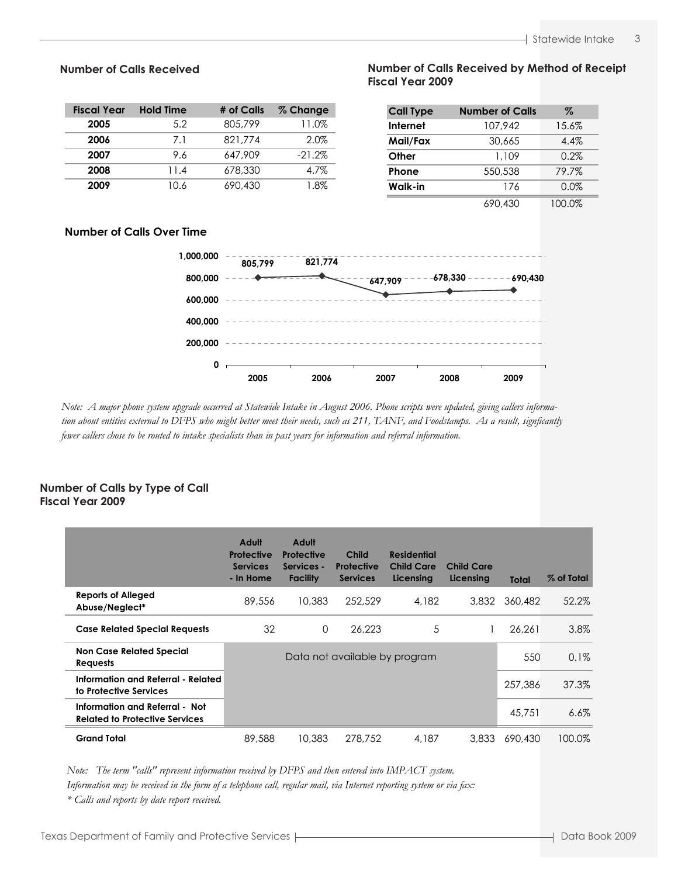## Number of Calls Received

| Fiscal Year | Hold Time | # of Calls | % Change |
|---|---|---|---|
| 2005 | 5.2 | 805,799 | 11.0% |
| 2006 | 7.1 | 821,774 | 2.0% |
| 2007 | 9.6 | 647,909 | -21.2% |
| 2008 | 11.4 | 678,330 | 4.7% |
| 2009 | 10.6 | 690,430 | 1.8% |

## Number of Calls Received by Method of Receipt Fiscal Year 2009

| Call Type | Number of Calls | % |
|---|---|---|
| Internet | 107,942 | 15.6% |
| Mail/Fax | 30,665 | 4.4% |
| Other | 1,109 | 0.2% |
| Phone | 550,538 | 79.7% |
| Walk-in | 176 | 0.0% |
| | 690,430 | 100.0% |

## Number of Calls Over Time

| Year | Number of Calls |
|---|---|
| 2005 | 805,799 |
| 2006 | 821,774 |
| 2007 | 647,909 |
| 2008 | 678,330 |
| 2009 | 690,430 |

*Note: A major phone system upgrade occurred at Statewide Intake in August 2006. Phone scripts were updated, giving callers information about entities external to DFPS who might better meet their needs, such as 211, TANF, and Foodstamps. As a result, signficantly fewer callers chose to be routed to intake specialists than in past years for information and referral information.*

## Number of Calls by Type of Call Fiscal Year 2009

| | Adult Protective Services - In Home | Adult Protective Services - Facility | Child Protective Services | Residential Child Care Licensing | Child Care Licensing | Total | % of Total |
|---|---|---|---|---|---|---|---|
| Reports of Alleged Abuse/Neglect* | 89,556 | 10,383 | 252,529 | 4,182 | 3,832 | 360,482 | 52.2% |
| Case Related Special Requests | 32 | 0 | 26,223 | 5 | 1 | 26,261 | 3.8% |
| Non Case Related Special Requests | Data not available by program | | | | | 550 | 0.1% |
| Information and Referral - Related to Protective Services | | | | | | 257,386 | 37.3% |
| Information and Referral - Not Related to Protective Services | | | | | | 45,751 | 6.6% |
| Grand Total | 89,588 | 10,383 | 278,752 | 4,187 | 3,833 | 690,430 | 100.0% |

*Note: The term "calls" represent information received by DFPS and then entered into IMPACT system.*
*Information may be received in the form of a telephone call, regular mail, via Internet reporting system or via fax:*
*\* Calls and reports by date report received.*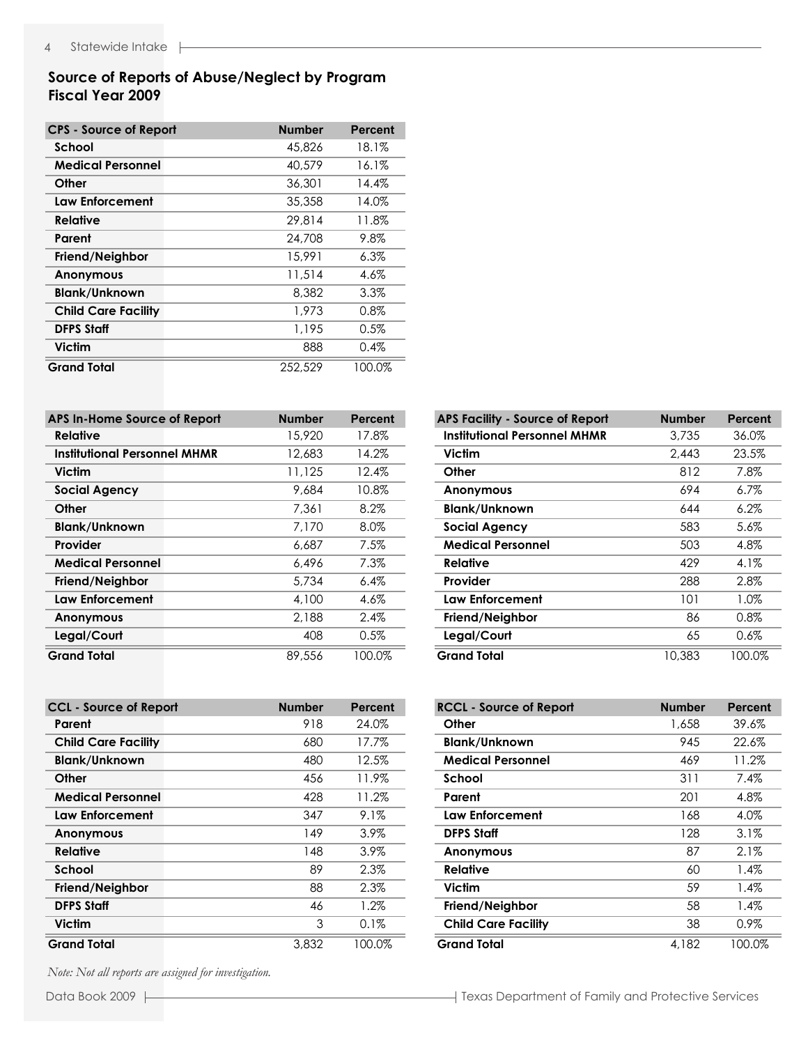## Source of Reports of Abuse/Neglect by Program Fiscal Year 2009

| CPS - Source of Report | Number | Percent |
|---|---|---|
| School | 45,826 | 18.1% |
| Medical Personnel | 40,579 | 16.1% |
| Other | 36,301 | 14.4% |
| Law Enforcement | 35,358 | 14.0% |
| Relative | 29,814 | 11.8% |
| Parent | 24,708 | 9.8% |
| Friend/Neighbor | 15,991 | 6.3% |
| Anonymous | 11,514 | 4.6% |
| Blank/Unknown | 8,382 | 3.3% |
| Child Care Facility | 1,973 | 0.8% |
| DFPS Staff | 1,195 | 0.5% |
| Victim | 888 | 0.4% |
| **Grand Total** | 252,529 | 100.0% |

| APS In-Home Source of Report | Number | Percent |
|---|---|---|
| Relative | 15,920 | 17.8% |
| Institutional Personnel MHMR | 12,683 | 14.2% |
| Victim | 11,125 | 12.4% |
| Social Agency | 9,684 | 10.8% |
| Other | 7,361 | 8.2% |
| Blank/Unknown | 7,170 | 8.0% |
| Provider | 6,687 | 7.5% |
| Medical Personnel | 6,496 | 7.3% |
| Friend/Neighbor | 5,734 | 6.4% |
| Law Enforcement | 4,100 | 4.6% |
| Anonymous | 2,188 | 2.4% |
| Legal/Court | 408 | 0.5% |
| **Grand Total** | 89,556 | 100.0% |

| APS Facility - Source of Report | Number | Percent |
|---|---|---|
| Institutional Personnel MHMR | 3,735 | 36.0% |
| Victim | 2,443 | 23.5% |
| Other | 812 | 7.8% |
| Anonymous | 694 | 6.7% |
| Blank/Unknown | 644 | 6.2% |
| Social Agency | 583 | 5.6% |
| Medical Personnel | 503 | 4.8% |
| Relative | 429 | 4.1% |
| Provider | 288 | 2.8% |
| Law Enforcement | 101 | 1.0% |
| Friend/Neighbor | 86 | 0.8% |
| Legal/Court | 65 | 0.6% |
| **Grand Total** | 10,383 | 100.0% |

| CCL - Source of Report | Number | Percent |
|---|---|---|
| Parent | 918 | 24.0% |
| Child Care Facility | 680 | 17.7% |
| Blank/Unknown | 480 | 12.5% |
| Other | 456 | 11.9% |
| Medical Personnel | 428 | 11.2% |
| Law Enforcement | 347 | 9.1% |
| Anonymous | 149 | 3.9% |
| Relative | 148 | 3.9% |
| School | 89 | 2.3% |
| Friend/Neighbor | 88 | 2.3% |
| DFPS Staff | 46 | 1.2% |
| Victim | 3 | 0.1% |
| **Grand Total** | 3,832 | 100.0% |

| RCCL - Source of Report | Number | Percent |
|---|---|---|
| Other | 1,658 | 39.6% |
| Blank/Unknown | 945 | 22.6% |
| Medical Personnel | 469 | 11.2% |
| School | 311 | 7.4% |
| Parent | 201 | 4.8% |
| Law Enforcement | 168 | 4.0% |
| DFPS Staff | 128 | 3.1% |
| Anonymous | 87 | 2.1% |
| Relative | 60 | 1.4% |
| Victim | 59 | 1.4% |
| Friend/Neighbor | 58 | 1.4% |
| Child Care Facility | 38 | 0.9% |
| **Grand Total** | 4,182 | 100.0% |

*Note: Not all reports are assigned for investigation.*